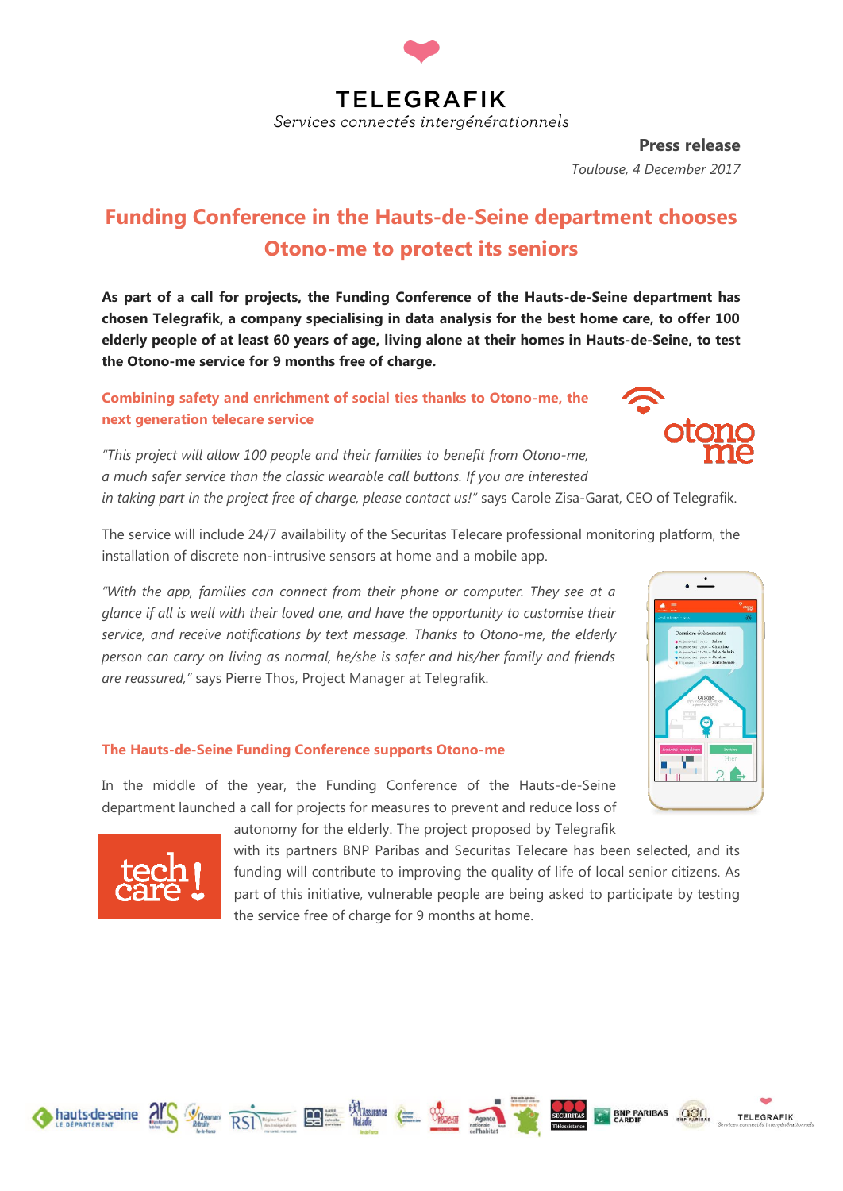TELEGRAFIK

*Services connectés intergénérationnels*

**Press release**

*Toulouse, 4 December 2017*

# Funding Conference in the Hauts-de-Seine department chooses Otono-me to protect its seniors

**As part of a call for projects, the Funding Conference of the Hauts-de-Seine department has chosen Telegrafik, a company specialising in data analysis for the best home care, to offer 100 elderly people of at least 60 years of age, living alone at their homes in Hauts-de-Seine, to test the Otono-me service for 9 months free of charge.**

## Combining safety and enrichment of social ties thanks to Otono-me, the next generation telecare service

*"This project will allow 100 people and their families to benefit from Otono-me, a much safer service than the classic wearable call buttons. If you are interested in taking part in the project free of charge, please contact us!"* says Carole Zisa-Garat, CEO of Telegrafik.

The service will include 24/7 availability of the Securitas Telecare professional monitoring platform, the installation of discrete non-intrusive sensors at home and a mobile app.

*"With the app, families can connect from their phone or computer. They see at a glance if all is well with their loved one, and have the opportunity to customise their service, and receive notifications by text message. Thanks to Otono-me, the elderly person can carry on living as normal, he/she is safer and his/her family and friends are reassured,"* says Pierre Thos, Project Manager at Telegrafik.

## The Hauts-de-Seine Funding Conference supports Otono-me

In the middle of the year, the Funding Conference of the Hauts-de-Seine department launched a call for projects for measures to prevent and reduce loss of autonomy for the elderly. The project proposed by Telegrafik with its partners BNP Paribas and Securitas Telecare has been selected, and its funding will contribute to improving the quality of life of local senior citizens. As part of this initiative, vulnerable people are being asked to participate by testing the service free of charge for 9 months at home.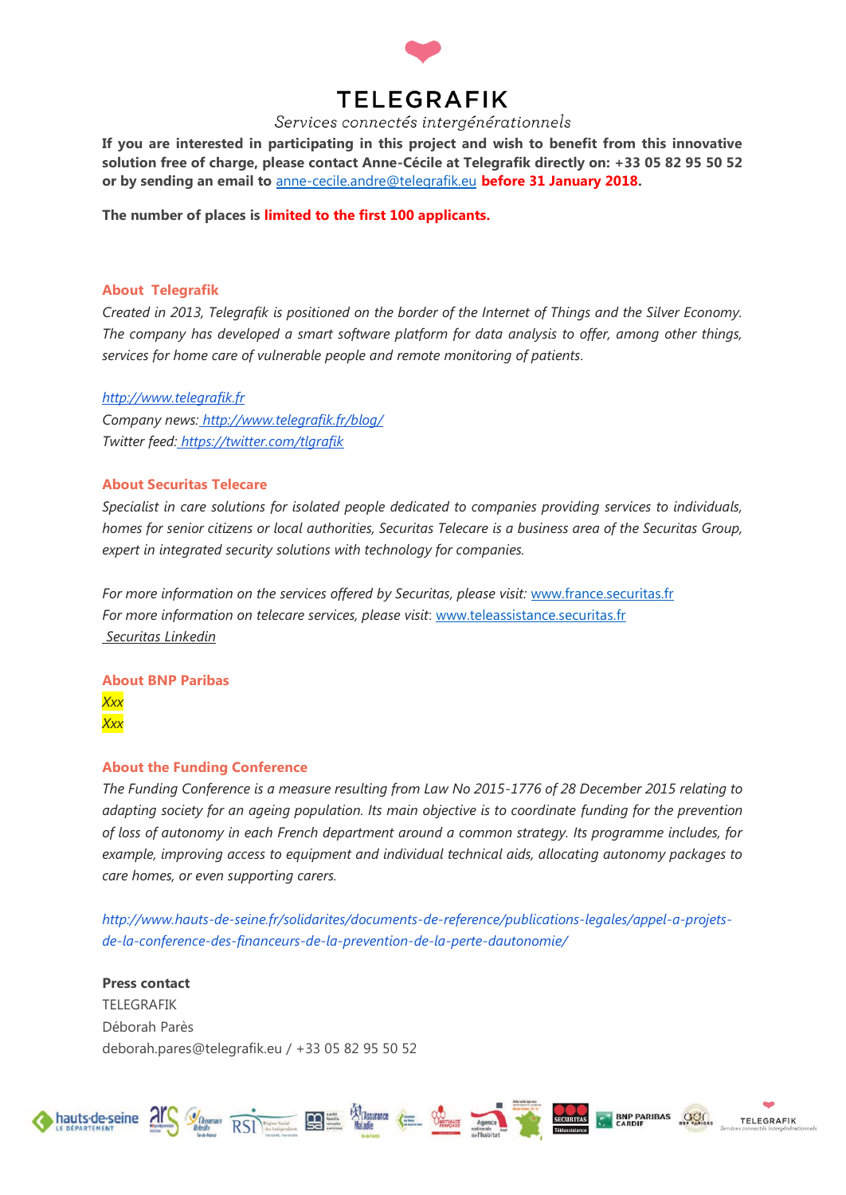# TELEGRAFIK

*Services connectés intergénérationnels*

**If you are interested in participating in this project and wish to benefit from this innovative solution free of charge, please contact Anne-Cécile at Telegrafik directly on: +33 05 82 95 50 52 or by sending an email to** anne-cecile.andre@telegrafik.eu **before 31 January 2018.**

**The number of places is limited to the first 100 applicants.**

## About Telegrafik

*Created in 2013, Telegrafik is positioned on the border of the Internet of Things and the Silver Economy. The company has developed a smart software platform for data analysis to offer, among other things, services for home care of vulnerable people and remote monitoring of patients.*

*http://www.telegrafik.fr*

*Company news: http://www.telegrafik.fr/blog/*

*Twitter feed: https://twitter.com/tlgrafik*

## About Securitas Telecare

*Specialist in care solutions for isolated people dedicated to companies providing services to individuals, homes for senior citizens or local authorities, Securitas Telecare is a business area of the Securitas Group, expert in integrated security solutions with technology for companies.*

*For more information on the services offered by Securitas, please visit:* www.france.securitas.fr

*For more information on telecare services, please visit*: www.teleassistance.securitas.fr

*Securitas Linkedin*

## About BNP Paribas

*Xxx*

*Xxx*

## About the Funding Conference

*The Funding Conference is a measure resulting from Law No 2015-1776 of 28 December 2015 relating to adapting society for an ageing population. Its main objective is to coordinate funding for the prevention of loss of autonomy in each French department around a common strategy. Its programme includes, for example, improving access to equipment and individual technical aids, allocating autonomy packages to care homes, or even supporting carers.*

*http://www.hauts-de-seine.fr/solidarites/documents-de-reference/publications-legales/appel-a-projets-de-la-conference-des-financeurs-de-la-prevention-de-la-perte-dautonomie/*

**Press contact**

TELEGRAFIK

Déborah Parès

deborah.pares@telegrafik.eu / +33 05 82 95 50 52